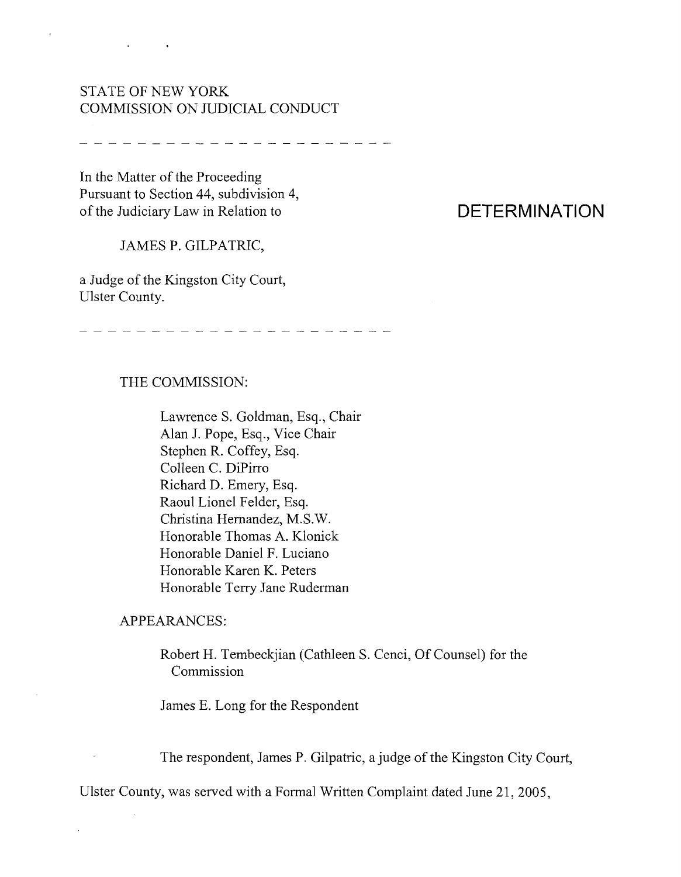STATE OF NEW YORK
COMMISSION ON JUDICIAL CONDUCT

---

In the Matter of the Proceeding
Pursuant to Section 44, subdivision 4,
of the Judiciary Law in Relation to

JAMES P. GILPATRIC,

a Judge of the Kingston City Court,
Ulster County.

---

# DETERMINATION

THE COMMISSION:

Lawrence S. Goldman, Esq., Chair
Alan J. Pope, Esq., Vice Chair
Stephen R. Coffey, Esq.
Colleen C. DiPirro
Richard D. Emery, Esq.
Raoul Lionel Felder, Esq.
Christina Hernandez, M.S.W.
Honorable Thomas A. Klonick
Honorable Daniel F. Luciano
Honorable Karen K. Peters
Honorable Terry Jane Ruderman

APPEARANCES:

Robert H. Tembeckjian (Cathleen S. Cenci, Of Counsel) for the Commission

James E. Long for the Respondent

The respondent, James P. Gilpatric, a judge of the Kingston City Court, Ulster County, was served with a Formal Written Complaint dated June 21, 2005,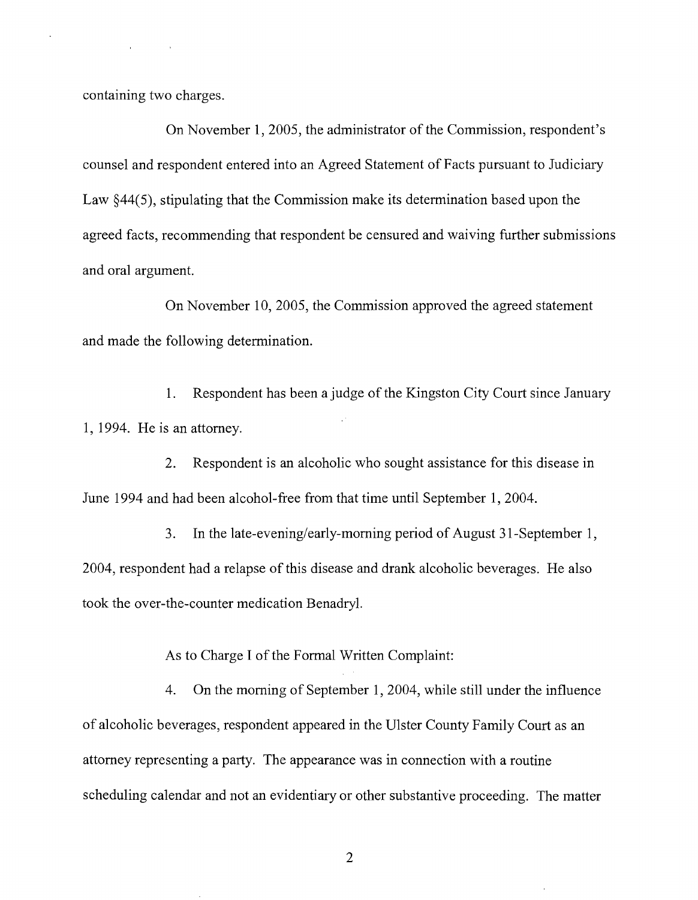containing two charges.

On November 1, 2005, the administrator of the Commission, respondent's counsel and respondent entered into an Agreed Statement of Facts pursuant to Judiciary Law §44(5), stipulating that the Commission make its determination based upon the agreed facts, recommending that respondent be censured and waiving further submissions and oral argument.

On November 10, 2005, the Commission approved the agreed statement and made the following determination.

1. Respondent has been a judge of the Kingston City Court since January 1, 1994. He is an attorney.

2. Respondent is an alcoholic who sought assistance for this disease in June 1994 and had been alcohol-free from that time until September 1, 2004.

3. In the late-evening/early-morning period of August 31-September 1, 2004, respondent had a relapse of this disease and drank alcoholic beverages. He also took the over-the-counter medication Benadryl.

As to Charge I of the Formal Written Complaint:

4. On the morning of September 1, 2004, while still under the influence of alcoholic beverages, respondent appeared in the Ulster County Family Court as an attorney representing a party. The appearance was in connection with a routine scheduling calendar and not an evidentiary or other substantive proceeding. The matter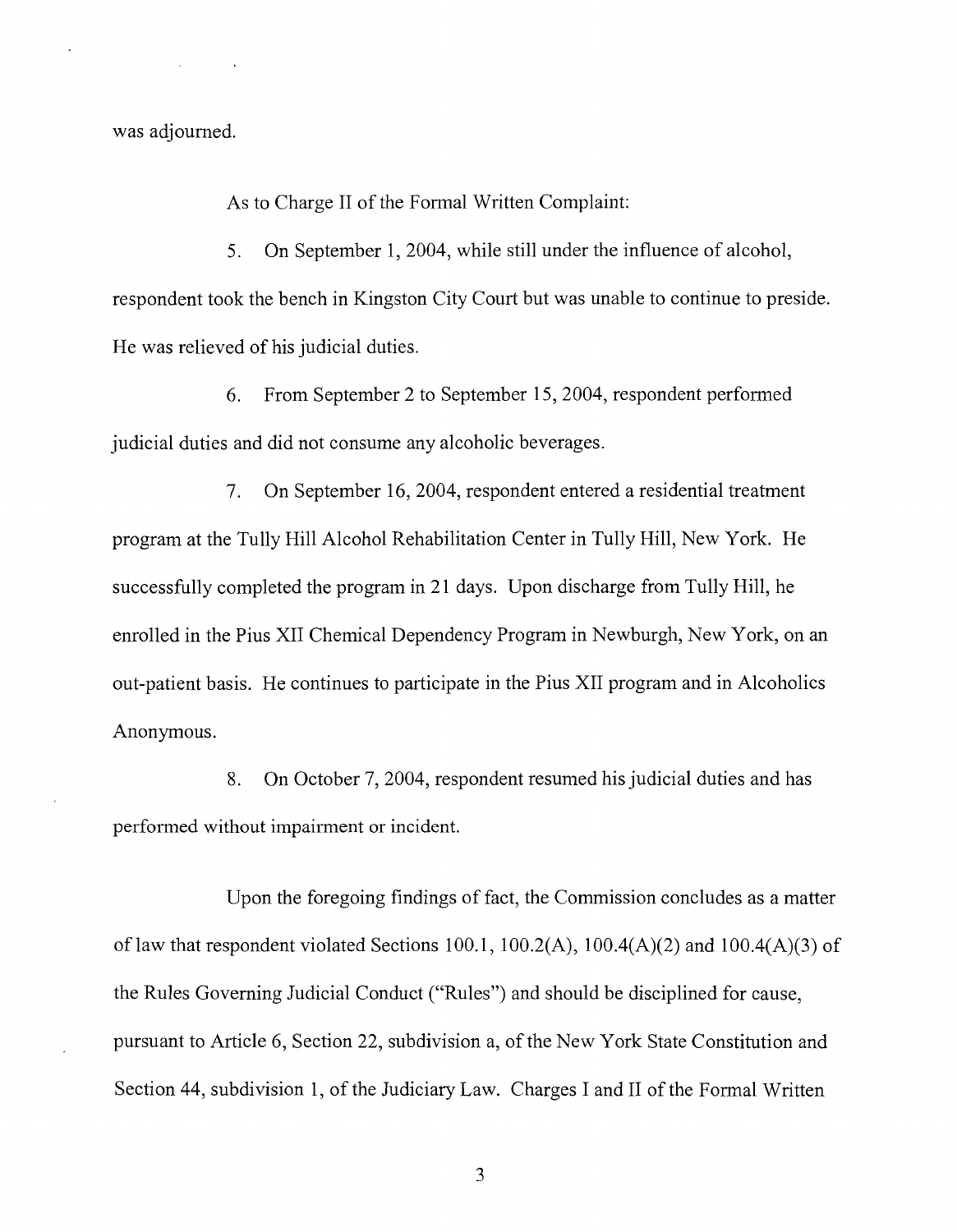was adjourned.

As to Charge II of the Formal Written Complaint:

5. On September 1, 2004, while still under the influence of alcohol, respondent took the bench in Kingston City Court but was unable to continue to preside. He was relieved of his judicial duties.

6. From September 2 to September 15, 2004, respondent performed judicial duties and did not consume any alcoholic beverages.

7. On September 16, 2004, respondent entered a residential treatment program at the Tully Hill Alcohol Rehabilitation Center in Tully Hill, New York. He successfully completed the program in 21 days. Upon discharge from Tully Hill, he enrolled in the Pius XII Chemical Dependency Program in Newburgh, New York, on an out-patient basis. He continues to participate in the Pius XII program and in Alcoholics Anonymous.

8. On October 7, 2004, respondent resumed his judicial duties and has performed without impairment or incident.

Upon the foregoing findings of fact, the Commission concludes as a matter of law that respondent violated Sections 100.1, 100.2(A), 100.4(A)(2) and 100.4(A)(3) of the Rules Governing Judicial Conduct ("Rules") and should be disciplined for cause, pursuant to Article 6, Section 22, subdivision a, of the New York State Constitution and Section 44, subdivision 1, of the Judiciary Law. Charges I and II of the Formal Written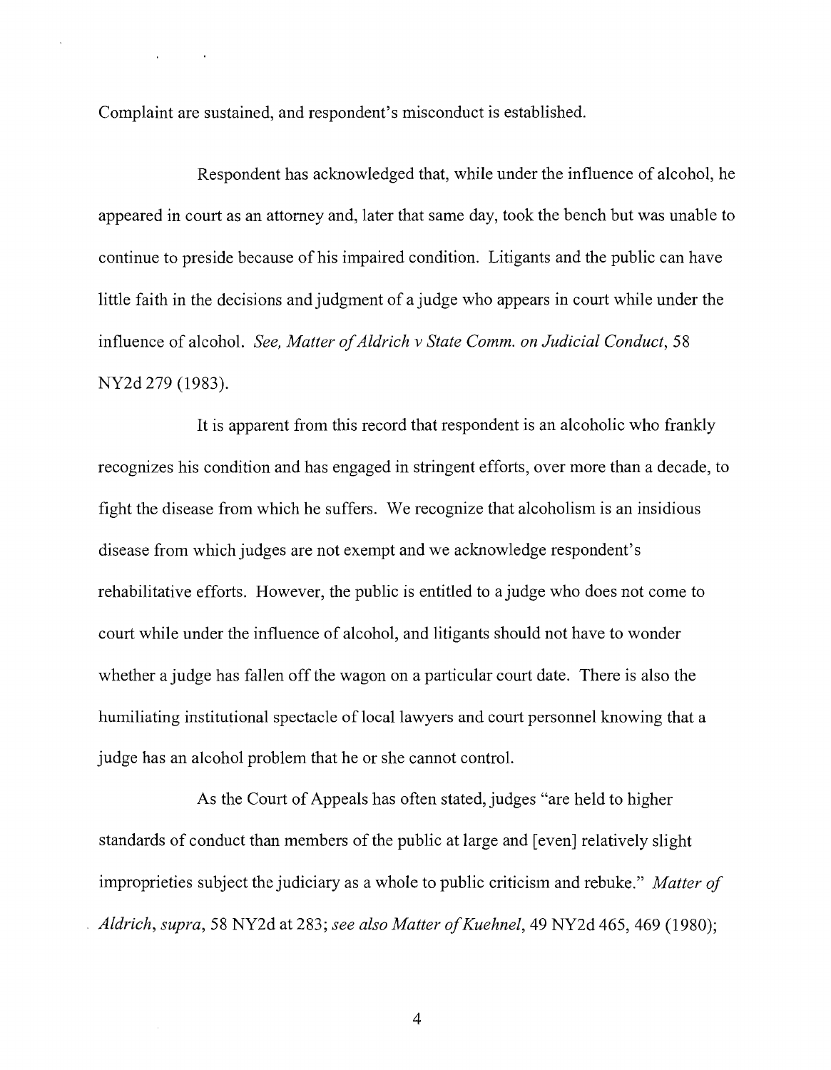Complaint are sustained, and respondent's misconduct is established.

Respondent has acknowledged that, while under the influence of alcohol, he appeared in court as an attorney and, later that same day, took the bench but was unable to continue to preside because of his impaired condition. Litigants and the public can have little faith in the decisions and judgment of a judge who appears in court while under the influence of alcohol. *See, Matter of Aldrich v State Comm. on Judicial Conduct*, 58 NY2d 279 (1983).

It is apparent from this record that respondent is an alcoholic who frankly recognizes his condition and has engaged in stringent efforts, over more than a decade, to fight the disease from which he suffers. We recognize that alcoholism is an insidious disease from which judges are not exempt and we acknowledge respondent's rehabilitative efforts. However, the public is entitled to a judge who does not come to court while under the influence of alcohol, and litigants should not have to wonder whether a judge has fallen off the wagon on a particular court date. There is also the humiliating institutional spectacle of local lawyers and court personnel knowing that a judge has an alcohol problem that he or she cannot control.

As the Court of Appeals has often stated, judges "are held to higher standards of conduct than members of the public at large and [even] relatively slight improprieties subject the judiciary as a whole to public criticism and rebuke." *Matter of Aldrich, supra*, 58 NY2d at 283; *see also Matter of Kuehnel*, 49 NY2d 465, 469 (1980);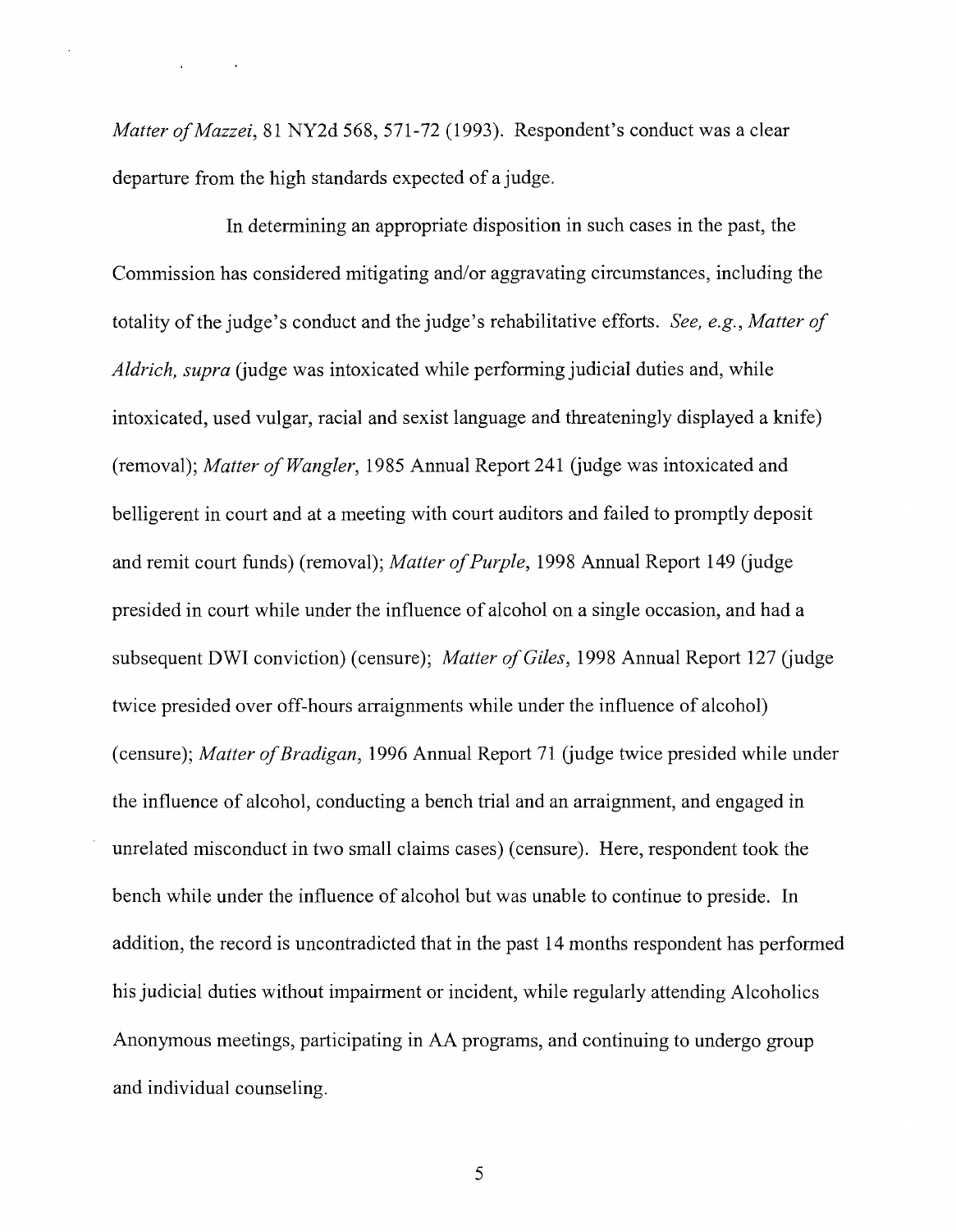*Matter of Mazzei*, 81 NY2d 568, 571-72 (1993). Respondent's conduct was a clear departure from the high standards expected of a judge.

In determining an appropriate disposition in such cases in the past, the Commission has considered mitigating and/or aggravating circumstances, including the totality of the judge's conduct and the judge's rehabilitative efforts. *See, e.g., Matter of Aldrich, supra* (judge was intoxicated while performing judicial duties and, while intoxicated, used vulgar, racial and sexist language and threateningly displayed a knife) (removal); *Matter of Wangler*, 1985 Annual Report 241 (judge was intoxicated and belligerent in court and at a meeting with court auditors and failed to promptly deposit and remit court funds) (removal); *Matter of Purple*, 1998 Annual Report 149 (judge presided in court while under the influence of alcohol on a single occasion, and had a subsequent DWI conviction) (censure); *Matter of Giles*, 1998 Annual Report 127 (judge twice presided over off-hours arraignments while under the influence of alcohol) (censure); *Matter of Bradigan*, 1996 Annual Report 71 (judge twice presided while under the influence of alcohol, conducting a bench trial and an arraignment, and engaged in unrelated misconduct in two small claims cases) (censure). Here, respondent took the bench while under the influence of alcohol but was unable to continue to preside. In addition, the record is uncontradicted that in the past 14 months respondent has performed his judicial duties without impairment or incident, while regularly attending Alcoholics Anonymous meetings, participating in AA programs, and continuing to undergo group and individual counseling.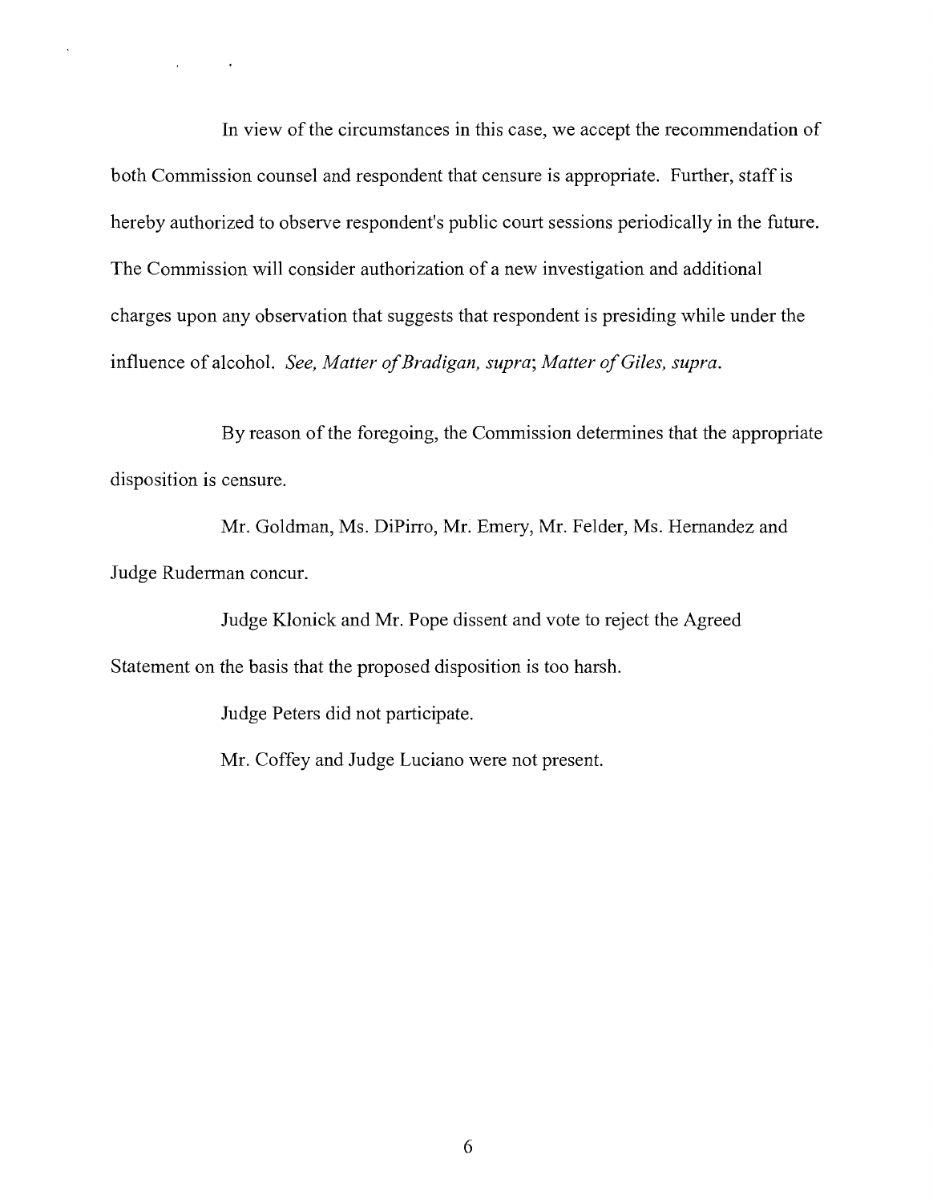In view of the circumstances in this case, we accept the recommendation of both Commission counsel and respondent that censure is appropriate. Further, staff is hereby authorized to observe respondent's public court sessions periodically in the future. The Commission will consider authorization of a new investigation and additional charges upon any observation that suggests that respondent is presiding while under the influence of alcohol. *See, Matter of Bradigan, supra*; *Matter of Giles, supra*.

By reason of the foregoing, the Commission determines that the appropriate disposition is censure.

Mr. Goldman, Ms. DiPirro, Mr. Emery, Mr. Felder, Ms. Hernandez and Judge Ruderman concur.

Judge Klonick and Mr. Pope dissent and vote to reject the Agreed Statement on the basis that the proposed disposition is too harsh.

Judge Peters did not participate.

Mr. Coffey and Judge Luciano were not present.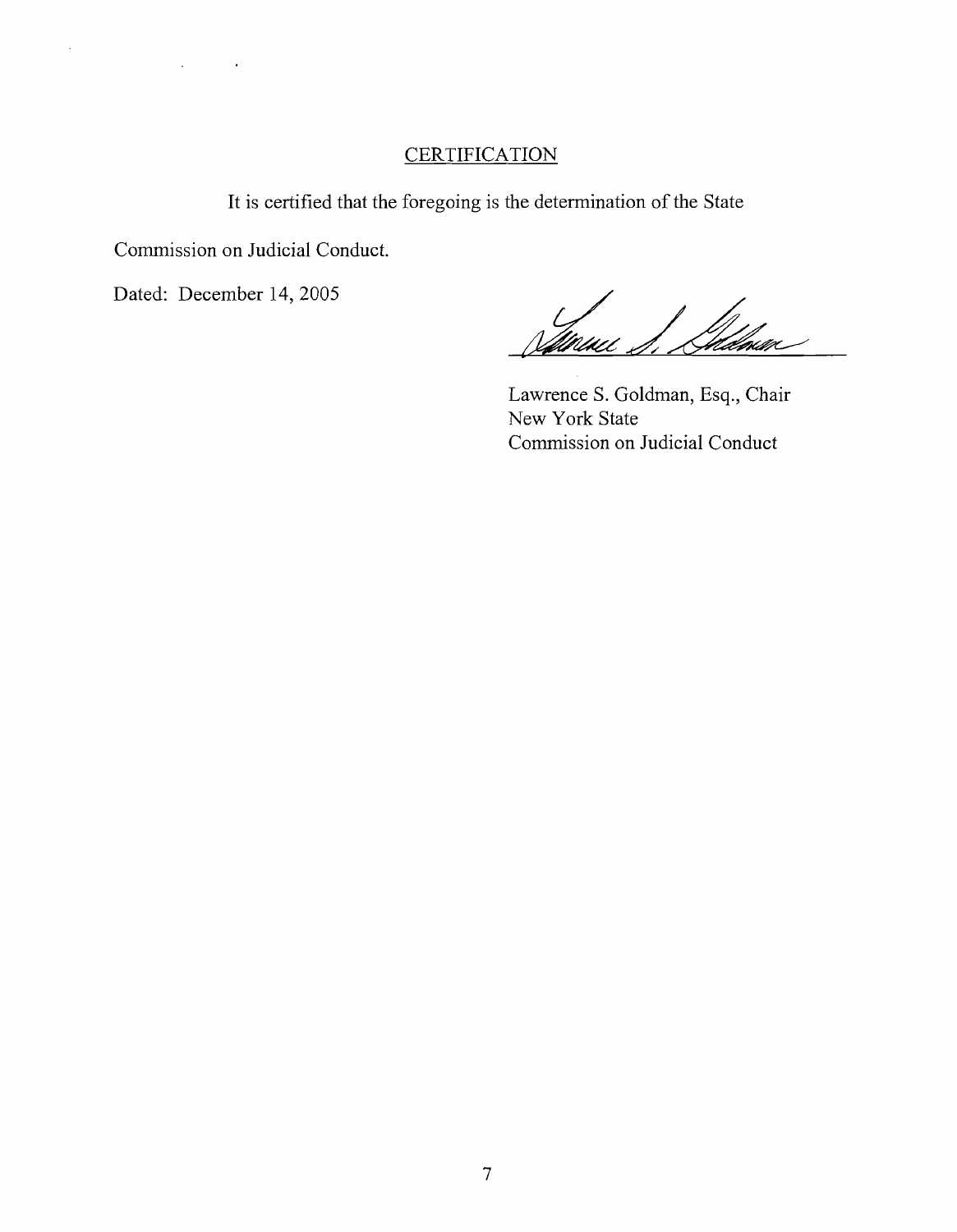## CERTIFICATION

It is certified that the foregoing is the determination of the State Commission on Judicial Conduct.

Dated: December 14, 2005

Lawrence S. Goldman, Esq., Chair
New York State
Commission on Judicial Conduct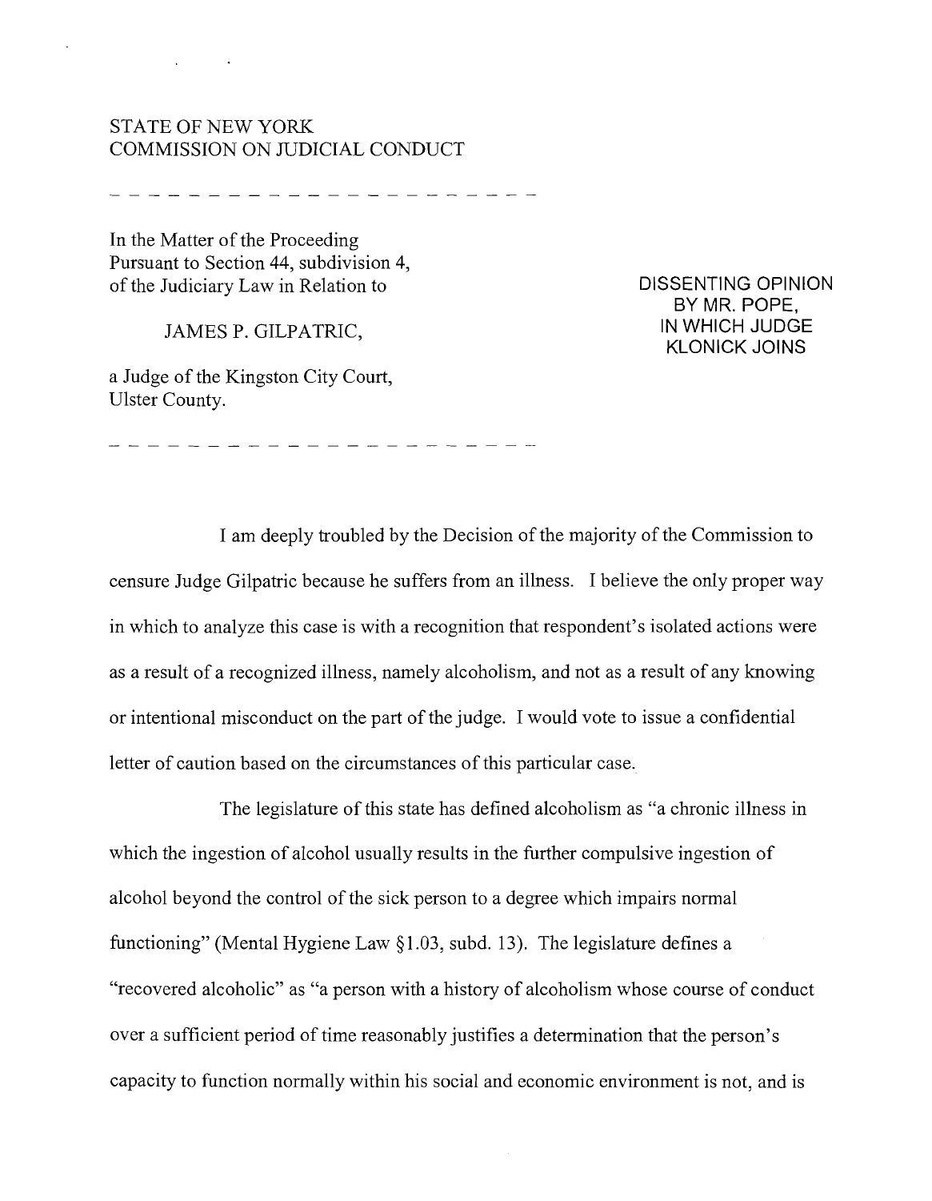STATE OF NEW YORK
COMMISSION ON JUDICIAL CONDUCT

---

In the Matter of the Proceeding
Pursuant to Section 44, subdivision 4,
of the Judiciary Law in Relation to

JAMES P. GILPATRIC,

a Judge of the Kingston City Court,
Ulster County.

---

DISSENTING OPINION
BY MR. POPE,
IN WHICH JUDGE
KLONICK JOINS

I am deeply troubled by the Decision of the majority of the Commission to censure Judge Gilpatric because he suffers from an illness. I believe the only proper way in which to analyze this case is with a recognition that respondent's isolated actions were as a result of a recognized illness, namely alcoholism, and not as a result of any knowing or intentional misconduct on the part of the judge. I would vote to issue a confidential letter of caution based on the circumstances of this particular case.

The legislature of this state has defined alcoholism as "a chronic illness in which the ingestion of alcohol usually results in the further compulsive ingestion of alcohol beyond the control of the sick person to a degree which impairs normal functioning" (Mental Hygiene Law §1.03, subd. 13). The legislature defines a "recovered alcoholic" as "a person with a history of alcoholism whose course of conduct over a sufficient period of time reasonably justifies a determination that the person's capacity to function normally within his social and economic environment is not, and is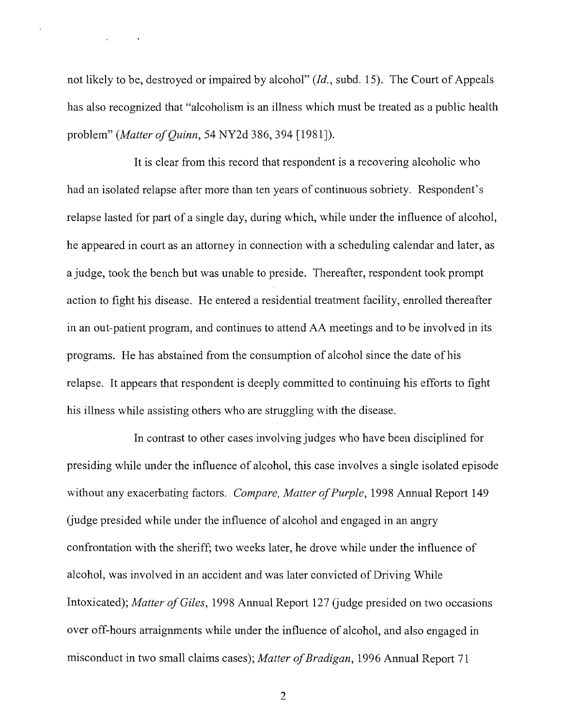not likely to be, destroyed or impaired by alcohol" (*Id.*, subd. 15). The Court of Appeals has also recognized that "alcoholism is an illness which must be treated as a public health problem" (*Matter of Quinn*, 54 NY2d 386, 394 [1981]).

It is clear from this record that respondent is a recovering alcoholic who had an isolated relapse after more than ten years of continuous sobriety. Respondent's relapse lasted for part of a single day, during which, while under the influence of alcohol, he appeared in court as an attorney in connection with a scheduling calendar and later, as a judge, took the bench but was unable to preside. Thereafter, respondent took prompt action to fight his disease. He entered a residential treatment facility, enrolled thereafter in an out-patient program, and continues to attend AA meetings and to be involved in its programs. He has abstained from the consumption of alcohol since the date of his relapse. It appears that respondent is deeply committed to continuing his efforts to fight his illness while assisting others who are struggling with the disease.

In contrast to other cases involving judges who have been disciplined for presiding while under the influence of alcohol, this case involves a single isolated episode without any exacerbating factors. *Compare, Matter of Purple*, 1998 Annual Report 149 (judge presided while under the influence of alcohol and engaged in an angry confrontation with the sheriff; two weeks later, he drove while under the influence of alcohol, was involved in an accident and was later convicted of Driving While Intoxicated); *Matter of Giles*, 1998 Annual Report 127 (judge presided on two occasions over off-hours arraignments while under the influence of alcohol, and also engaged in misconduct in two small claims cases); *Matter of Bradigan*, 1996 Annual Report 71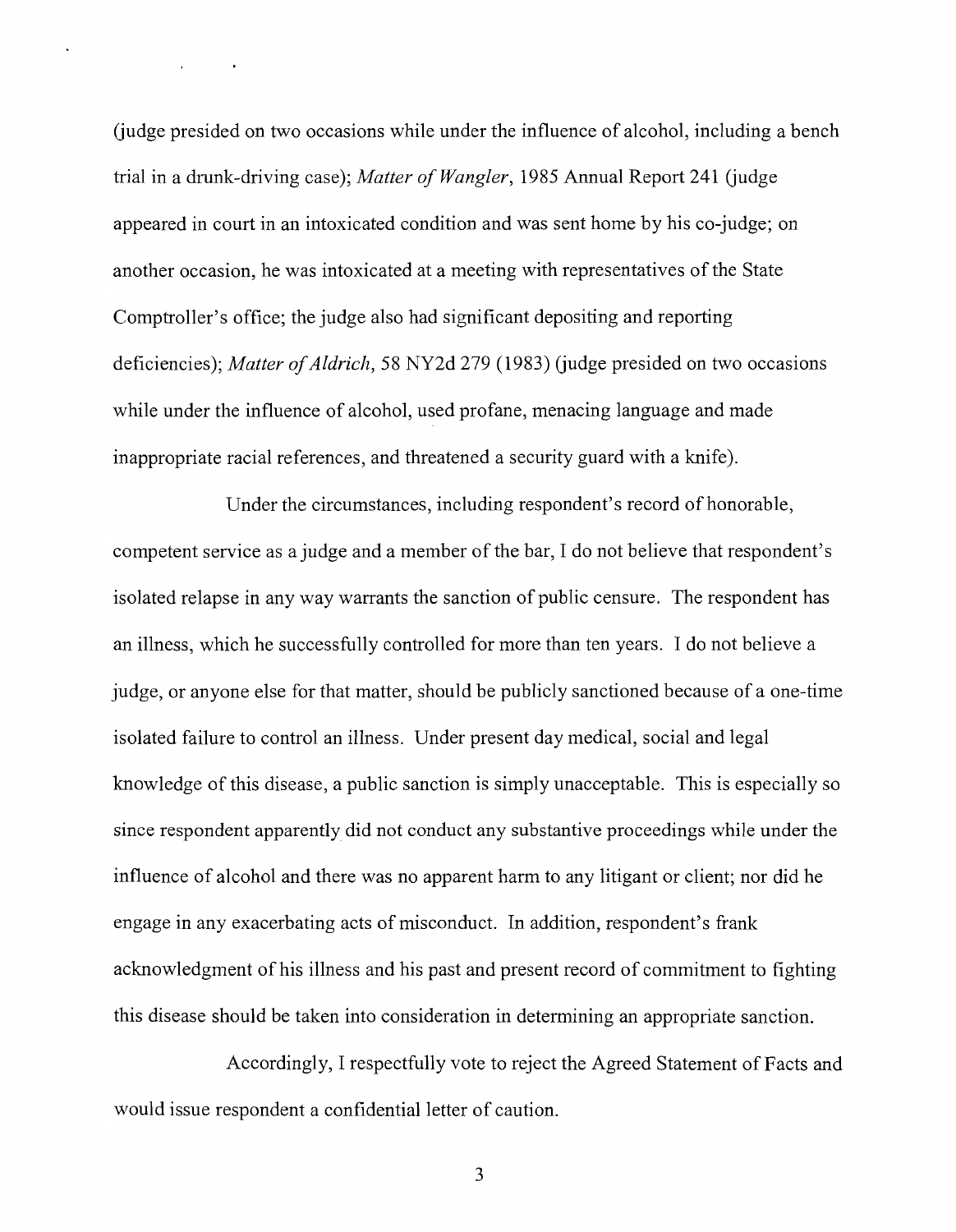(judge presided on two occasions while under the influence of alcohol, including a bench trial in a drunk-driving case); *Matter of Wangler*, 1985 Annual Report 241 (judge appeared in court in an intoxicated condition and was sent home by his co-judge; on another occasion, he was intoxicated at a meeting with representatives of the State Comptroller's office; the judge also had significant depositing and reporting deficiencies); *Matter of Aldrich*, 58 NY2d 279 (1983) (judge presided on two occasions while under the influence of alcohol, used profane, menacing language and made inappropriate racial references, and threatened a security guard with a knife).

Under the circumstances, including respondent's record of honorable, competent service as a judge and a member of the bar, I do not believe that respondent's isolated relapse in any way warrants the sanction of public censure. The respondent has an illness, which he successfully controlled for more than ten years. I do not believe a judge, or anyone else for that matter, should be publicly sanctioned because of a one-time isolated failure to control an illness. Under present day medical, social and legal knowledge of this disease, a public sanction is simply unacceptable. This is especially so since respondent apparently did not conduct any substantive proceedings while under the influence of alcohol and there was no apparent harm to any litigant or client; nor did he engage in any exacerbating acts of misconduct. In addition, respondent's frank acknowledgment of his illness and his past and present record of commitment to fighting this disease should be taken into consideration in determining an appropriate sanction.

Accordingly, I respectfully vote to reject the Agreed Statement of Facts and would issue respondent a confidential letter of caution.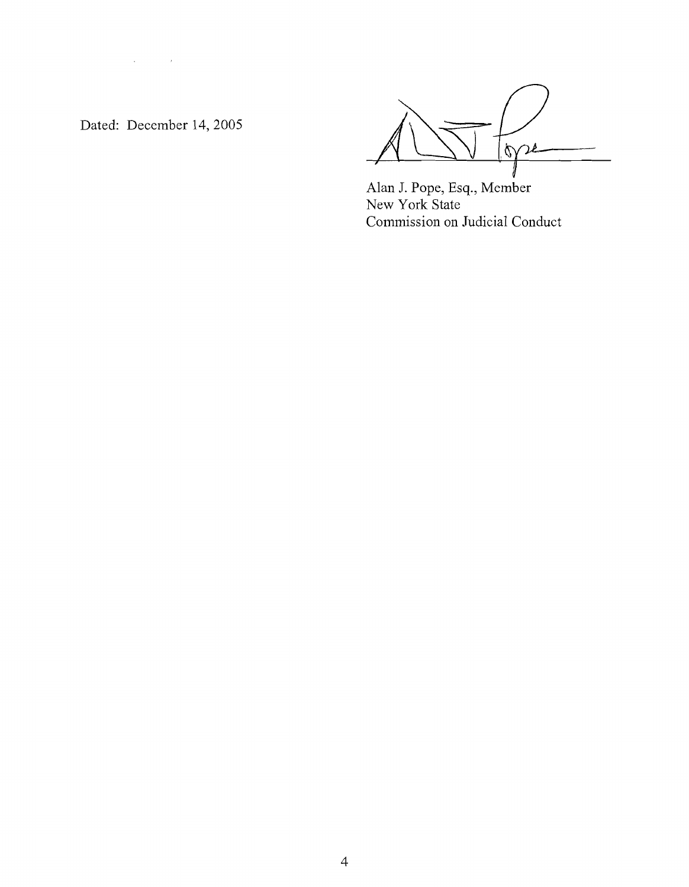Dated: December 14, 2005

Alan J. Pope, Esq., Member
New York State
Commission on Judicial Conduct